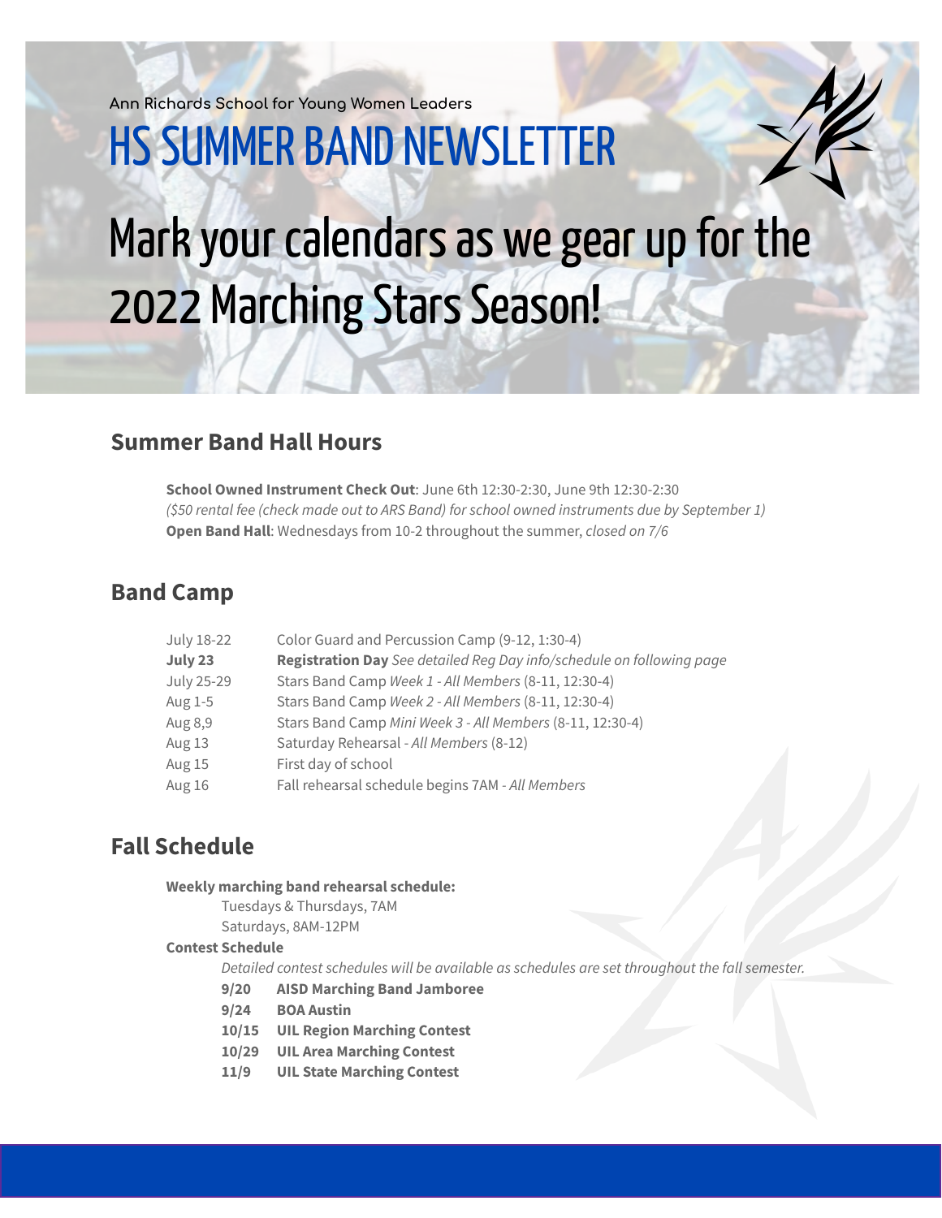Ann Richards School for Young Women Leaders

# HS SUMMER BAND NEWSLETTER

# Mark your calendars as we gear up for the 2022 Marching Stars Season!

## Summer Band Hall Hours

**School Owned Instrument Check Out**: June 6th 12:30-2:30, June 9th 12:30-2:30
*($50 rental fee (check made out to ARS Band) for school owned instruments due by September 1)*
**Open Band Hall**: Wednesdays from 10-2 throughout the summer, *closed on 7/6*

## Band Camp

| | |
|---|---|
| July 18-22 | Color Guard and Percussion Camp (9-12, 1:30-4) |
| **July 23** | **Registration Day** *See detailed Reg Day info/schedule on following page* |
| July 25-29 | Stars Band Camp *Week 1 - All Members* (8-11, 12:30-4) |
| Aug 1-5 | Stars Band Camp *Week 2 - All Members* (8-11, 12:30-4) |
| Aug 8,9 | Stars Band Camp *Mini Week 3 - All Members* (8-11, 12:30-4) |
| Aug 13 | Saturday Rehearsal - *All Members* (8-12) |
| Aug 15 | First day of school |
| Aug 16 | Fall rehearsal schedule begins 7AM - *All Members* |

## Fall Schedule

**Weekly marching band rehearsal schedule:**

Tuesdays & Thursdays, 7AM
Saturdays, 8AM-12PM

**Contest Schedule**

*Detailed contest schedules will be available as schedules are set throughout the fall semester.*

| | |
|---|---|
| **9/20** | **AISD Marching Band Jamboree** |
| **9/24** | **BOA Austin** |
| **10/15** | **UIL Region Marching Contest** |
| **10/29** | **UIL Area Marching Contest** |
| **11/9** | **UIL State Marching Contest** |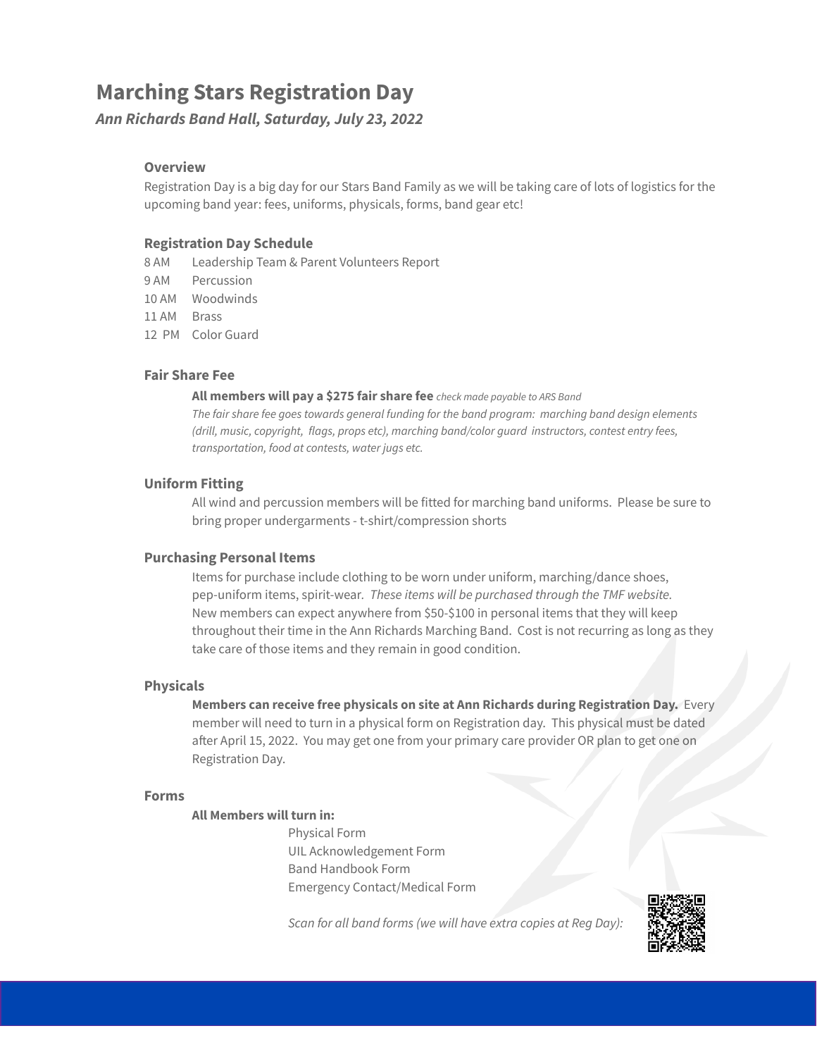# Marching Stars Registration Day

***Ann Richards Band Hall, Saturday, July 23, 2022***

### Overview

Registration Day is a big day for our Stars Band Family as we will be taking care of lots of logistics for the upcoming band year: fees, uniforms, physicals, forms, band gear etc!

### Registration Day Schedule

8 AM  Leadership Team & Parent Volunteers Report
9 AM  Percussion
10 AM  Woodwinds
11 AM  Brass
12 PM  Color Guard

### Fair Share Fee

**All members will pay a $275 fair share fee** *check made payable to ARS Band*
*The fair share fee goes towards general funding for the band program: marching band design elements (drill, music, copyright, flags, props etc), marching band/color guard instructors, contest entry fees, transportation, food at contests, water jugs etc.*

### Uniform Fitting

All wind and percussion members will be fitted for marching band uniforms. Please be sure to bring proper undergarments - t-shirt/compression shorts

### Purchasing Personal Items

Items for purchase include clothing to be worn under uniform, marching/dance shoes, pep-uniform items, spirit-wear. *These items will be purchased through the TMF website.* New members can expect anywhere from $50-$100 in personal items that they will keep throughout their time in the Ann Richards Marching Band. Cost is not recurring as long as they take care of those items and they remain in good condition.

### Physicals

**Members can receive free physicals on site at Ann Richards during Registration Day.** Every member will need to turn in a physical form on Registration day. This physical must be dated after April 15, 2022. You may get one from your primary care provider OR plan to get one on Registration Day.

### Forms

**All Members will turn in:**

Physical Form
UIL Acknowledgement Form
Band Handbook Form
Emergency Contact/Medical Form

*Scan for all band forms (we will have extra copies at Reg Day):*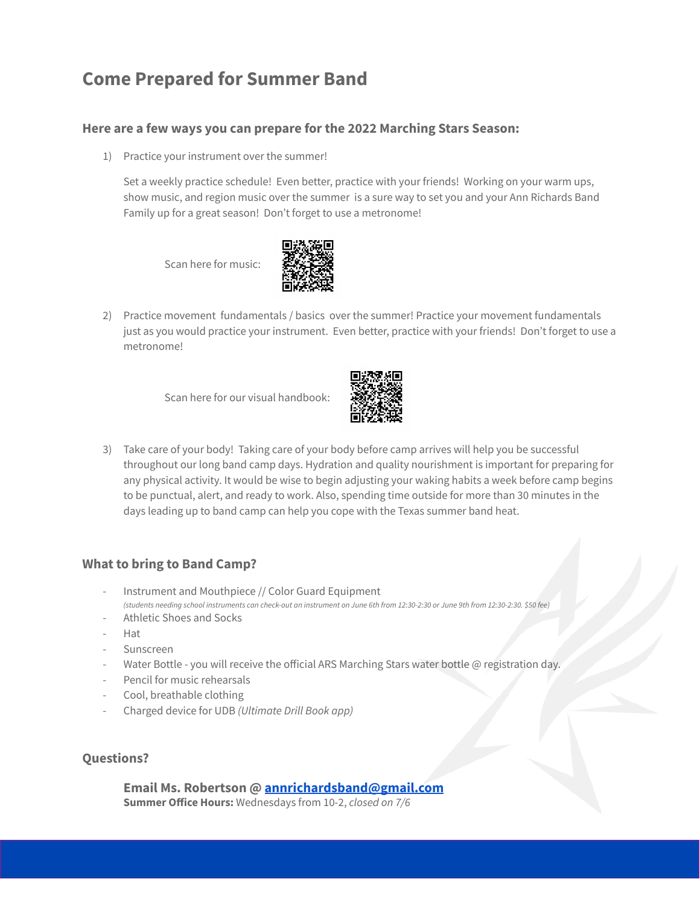# Come Prepared for Summer Band

### Here are a few ways you can prepare for the 2022 Marching Stars Season:

1) Practice your instrument over the summer!

   Set a weekly practice schedule! Even better, practice with your friends! Working on your warm ups, show music, and region music over the summer is a sure way to set you and your Ann Richards Band Family up for a great season! Don't forget to use a metronome!

   Scan here for music:

2) Practice movement fundamentals / basics over the summer! Practice your movement fundamentals just as you would practice your instrument. Even better, practice with your friends! Don't forget to use a metronome!

   Scan here for our visual handbook:

3) Take care of your body! Taking care of your body before camp arrives will help you be successful throughout our long band camp days. Hydration and quality nourishment is important for preparing for any physical activity. It would be wise to begin adjusting your waking habits a week before camp begins to be punctual, alert, and ready to work. Also, spending time outside for more than 30 minutes in the days leading up to band camp can help you cope with the Texas summer band heat.

### What to bring to Band Camp?

- Instrument and Mouthpiece // Color Guard Equipment
  *(students needing school instruments can check-out an instrument on June 6th from 12:30-2:30 or June 9th from 12:30-2:30. $50 fee)*
- Athletic Shoes and Socks
- Hat
- Sunscreen
- Water Bottle - you will receive the official ARS Marching Stars water bottle @ registration day.
- Pencil for music rehearsals
- Cool, breathable clothing
- Charged device for UDB *(Ultimate Drill Book app)*

### Questions?

**Email Ms. Robertson @ annrichardsband@gmail.com**
**Summer Office Hours:** Wednesdays from 10-2, *closed on 7/6*